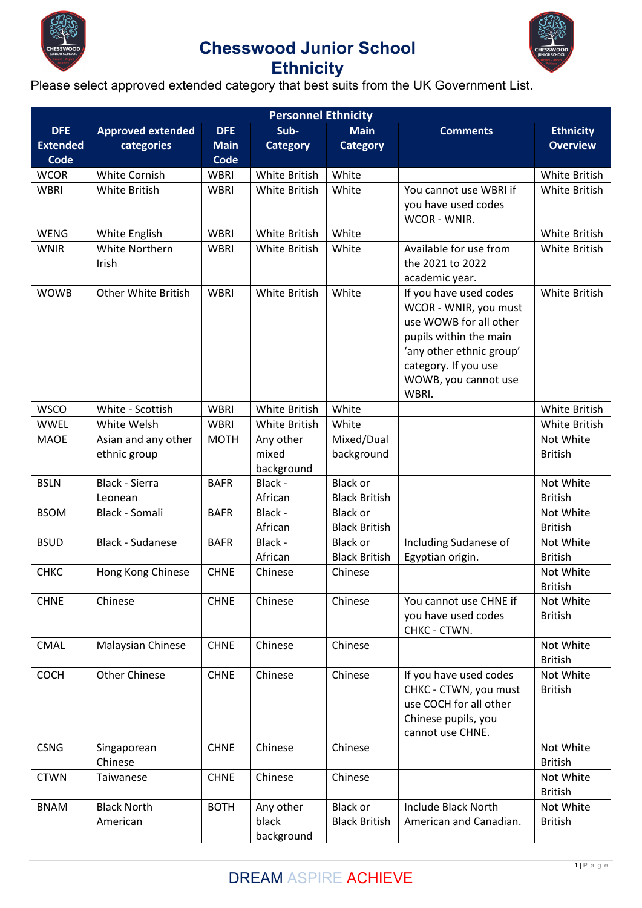# Chesswood Junior School
## Ethnicity

Please select approved extended category that best suits from the UK Government List.

| Personnel Ethnicity | | | | | | |
|---|---|---|---|---|---|---|
| **DFE Extended Code** | **Approved extended categories** | **DFE Main Code** | **Sub-Category** | **Main Category** | **Comments** | **Ethnicity Overview** |
| WCOR | White Cornish | WBRI | White British | White | | White British |
| WBRI | White British | WBRI | White British | White | You cannot use WBRI if you have used codes WCOR - WNIR. | White British |
| WENG | White English | WBRI | White British | White | | White British |
| WNIR | White Northern Irish | WBRI | White British | White | Available for use from the 2021 to 2022 academic year. | White British |
| WOWB | Other White British | WBRI | White British | White | If you have used codes WCOR - WNIR, you must use WOWB for all other pupils within the main 'any other ethnic group' category. If you use WOWB, you cannot use WBRI. | White British |
| WSCO | White - Scottish | WBRI | White British | White | | White British |
| WWEL | White Welsh | WBRI | White British | White | | White British |
| MAOE | Asian and any other ethnic group | MOTH | Any other mixed background | Mixed/Dual background | | Not White British |
| BSLN | Black - Sierra Leonean | BAFR | Black - African | Black or Black British | | Not White British |
| BSOM | Black - Somali | BAFR | Black - African | Black or Black British | | Not White British |
| BSUD | Black - Sudanese | BAFR | Black - African | Black or Black British | Including Sudanese of Egyptian origin. | Not White British |
| CHKC | Hong Kong Chinese | CHNE | Chinese | Chinese | | Not White British |
| CHNE | Chinese | CHNE | Chinese | Chinese | You cannot use CHNE if you have used codes CHKC - CTWN. | Not White British |
| CMAL | Malaysian Chinese | CHNE | Chinese | Chinese | | Not White British |
| COCH | Other Chinese | CHNE | Chinese | Chinese | If you have used codes CHKC - CTWN, you must use COCH for all other Chinese pupils, you cannot use CHNE. | Not White British |
| CSNG | Singaporean Chinese | CHNE | Chinese | Chinese | | Not White British |
| CTWN | Taiwanese | CHNE | Chinese | Chinese | | Not White British |
| BNAM | Black North American | BOTH | Any other black background | Black or Black British | Include Black North American and Canadian. | Not White British |

DREAM ASPIRE ACHIEVE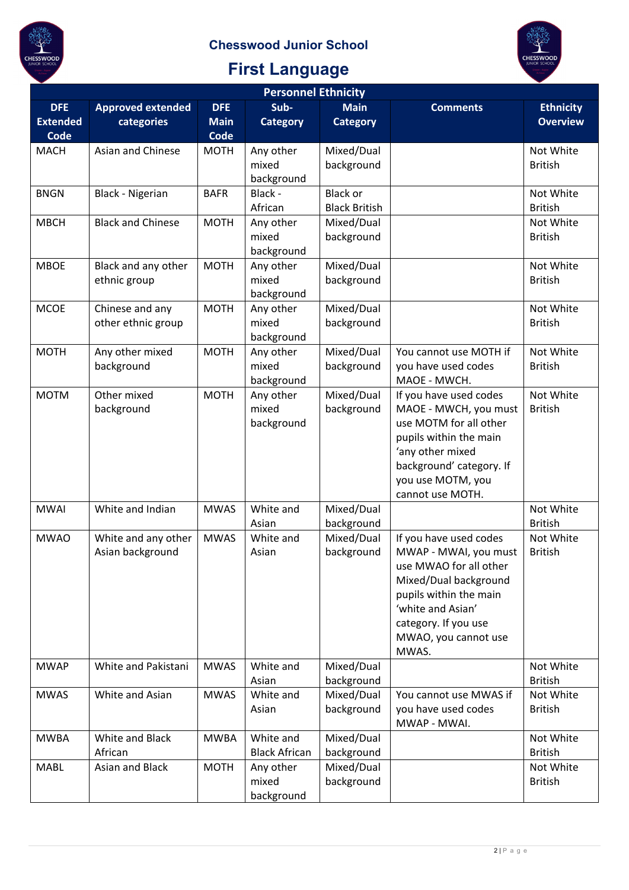## Chesswood Junior School

# First Language

| Personnel Ethnicity | | | | | | |
|---|---|---|---|---|---|---|
| **DFE Extended Code** | **Approved extended categories** | **DFE Main Code** | **Sub-Category** | **Main Category** | **Comments** | **Ethnicity Overview** |
| MACH | Asian and Chinese | MOTH | Any other mixed background | Mixed/Dual background | | Not White British |
| BNGN | Black - Nigerian | BAFR | Black - African | Black or Black British | | Not White British |
| MBCH | Black and Chinese | MOTH | Any other mixed background | Mixed/Dual background | | Not White British |
| MBOE | Black and any other ethnic group | MOTH | Any other mixed background | Mixed/Dual background | | Not White British |
| MCOE | Chinese and any other ethnic group | MOTH | Any other mixed background | Mixed/Dual background | | Not White British |
| MOTH | Any other mixed background | MOTH | Any other mixed background | Mixed/Dual background | You cannot use MOTH if you have used codes MAOE - MWCH. | Not White British |
| MOTM | Other mixed background | MOTH | Any other mixed background | Mixed/Dual background | If you have used codes MAOE - MWCH, you must use MOTM for all other pupils within the main 'any other mixed background' category. If you use MOTM, you cannot use MOTH. | Not White British |
| MWAI | White and Indian | MWAS | White and Asian | Mixed/Dual background | | Not White British |
| MWAO | White and any other Asian background | MWAS | White and Asian | Mixed/Dual background | If you have used codes MWAP - MWAI, you must use MWAO for all other Mixed/Dual background pupils within the main 'white and Asian' category. If you use MWAO, you cannot use MWAS. | Not White British |
| MWAP | White and Pakistani | MWAS | White and Asian | Mixed/Dual background | | Not White British |
| MWAS | White and Asian | MWAS | White and Asian | Mixed/Dual background | You cannot use MWAS if you have used codes MWAP - MWAI. | Not White British |
| MWBA | White and Black African | MWBA | White and Black African | Mixed/Dual background | | Not White British |
| MABL | Asian and Black | MOTH | Any other mixed background | Mixed/Dual background | | Not White British |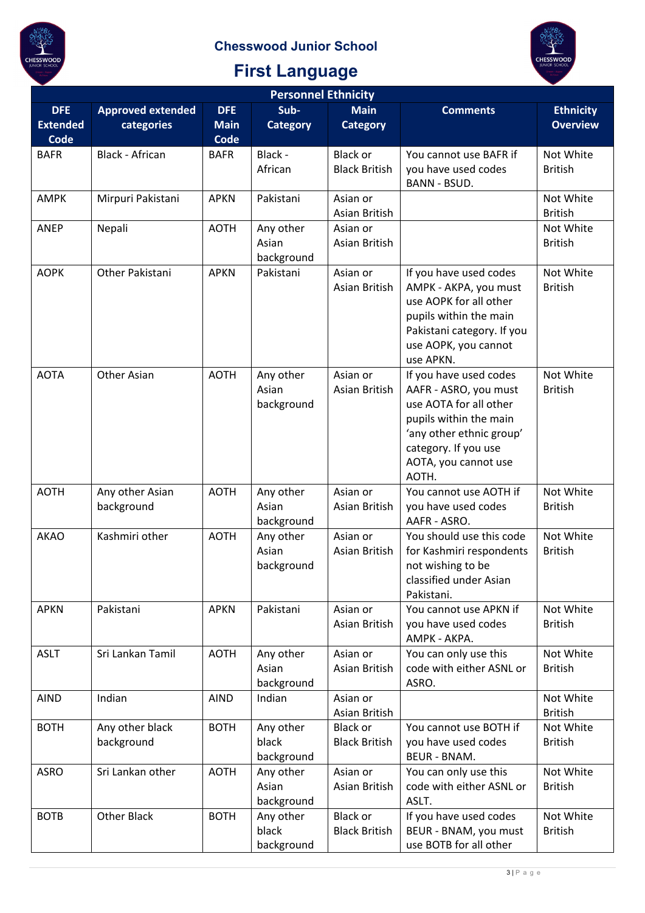## Chesswood Junior School

# First Language

| Personnel Ethnicity | | | | | | |
|---|---|---|---|---|---|---|
| **DFE Extended Code** | **Approved extended categories** | **DFE Main Code** | **Sub-Category** | **Main Category** | **Comments** | **Ethnicity Overview** |
| BAFR | Black - African | BAFR | Black - African | Black or Black British | You cannot use BAFR if you have used codes BANN - BSUD. | Not White British |
| AMPK | Mirpuri Pakistani | APKN | Pakistani | Asian or Asian British | | Not White British |
| ANEP | Nepali | AOTH | Any other Asian background | Asian or Asian British | | Not White British |
| AOPK | Other Pakistani | APKN | Pakistani | Asian or Asian British | If you have used codes AMPK - AKPA, you must use AOPK for all other pupils within the main Pakistani category. If you use AOPK, you cannot use APKN. | Not White British |
| AOTA | Other Asian | AOTH | Any other Asian background | Asian or Asian British | If you have used codes AAFR - ASRO, you must use AOTA for all other pupils within the main 'any other ethnic group' category. If you use AOTA, you cannot use AOTH. | Not White British |
| AOTH | Any other Asian background | AOTH | Any other Asian background | Asian or Asian British | You cannot use AOTH if you have used codes AAFR - ASRO. | Not White British |
| AKAO | Kashmiri other | AOTH | Any other Asian background | Asian or Asian British | You should use this code for Kashmiri respondents not wishing to be classified under Asian Pakistani. | Not White British |
| APKN | Pakistani | APKN | Pakistani | Asian or Asian British | You cannot use APKN if you have used codes AMPK - AKPA. | Not White British |
| ASLT | Sri Lankan Tamil | AOTH | Any other Asian background | Asian or Asian British | You can only use this code with either ASNL or ASRO. | Not White British |
| AIND | Indian | AIND | Indian | Asian or Asian British | | Not White British |
| BOTH | Any other black background | BOTH | Any other black background | Black or Black British | You cannot use BOTH if you have used codes BEUR - BNAM. | Not White British |
| ASRO | Sri Lankan other | AOTH | Any other Asian background | Asian or Asian British | You can only use this code with either ASNL or ASLT. | Not White British |
| BOTB | Other Black | BOTH | Any other black background | Black or Black British | If you have used codes BEUR - BNAM, you must use BOTB for all other | Not White British |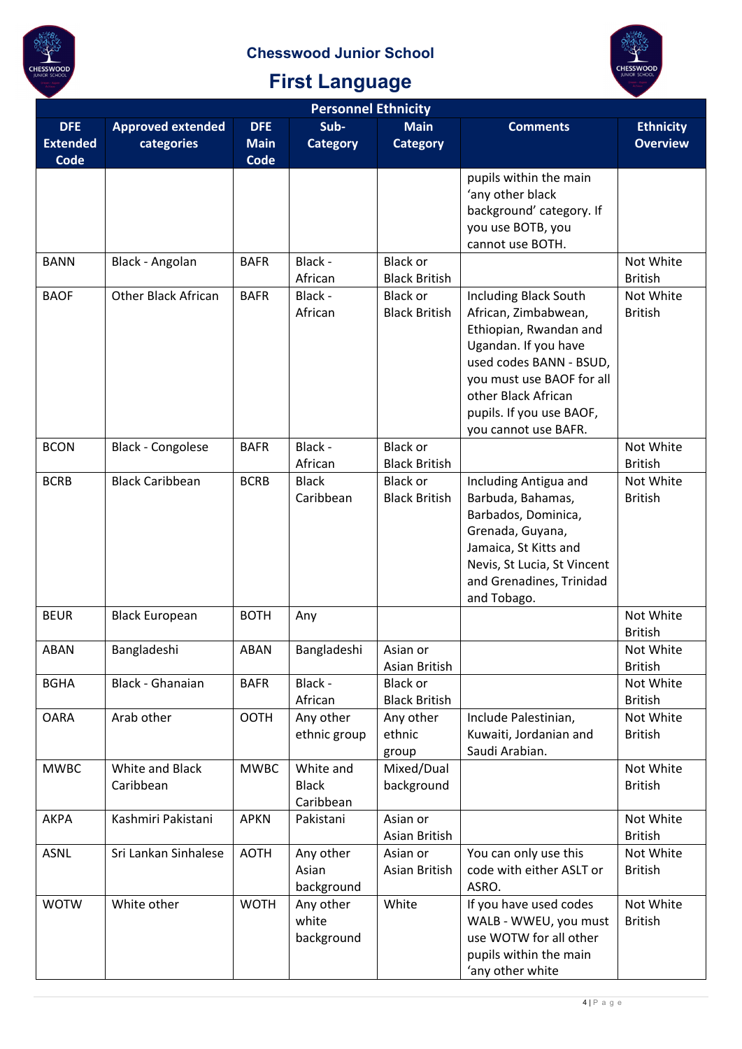**Chesswood Junior School**

# First Language

| Personnel Ethnicity | | | | | | |
|---|---|---|---|---|---|---|
| **DFE Extended Code** | **Approved extended categories** | **DFE Main Code** | **Sub-Category** | **Main Category** | **Comments** | **Ethnicity Overview** |
| | | | | | pupils within the main 'any other black background' category. If you use BOTB, you cannot use BOTH. | |
| BANN | Black - Angolan | BAFR | Black - African | Black or Black British | | Not White British |
| BAOF | Other Black African | BAFR | Black - African | Black or Black British | Including Black South African, Zimbabwean, Ethiopian, Rwandan and Ugandan. If you have used codes BANN - BSUD, you must use BAOF for all other Black African pupils. If you use BAOF, you cannot use BAFR. | Not White British |
| BCON | Black - Congolese | BAFR | Black - African | Black or Black British | | Not White British |
| BCRB | Black Caribbean | BCRB | Black Caribbean | Black or Black British | Including Antigua and Barbuda, Bahamas, Barbados, Dominica, Grenada, Guyana, Jamaica, St Kitts and Nevis, St Lucia, St Vincent and Grenadines, Trinidad and Tobago. | Not White British |
| BEUR | Black European | BOTH | Any | | | Not White British |
| ABAN | Bangladeshi | ABAN | Bangladeshi | Asian or Asian British | | Not White British |
| BGHA | Black - Ghanaian | BAFR | Black - African | Black or Black British | | Not White British |
| OARA | Arab other | OOTH | Any other ethnic group | Any other ethnic group | Include Palestinian, Kuwaiti, Jordanian and Saudi Arabian. | Not White British |
| MWBC | White and Black Caribbean | MWBC | White and Black Caribbean | Mixed/Dual background | | Not White British |
| AKPA | Kashmiri Pakistani | APKN | Pakistani | Asian or Asian British | | Not White British |
| ASNL | Sri Lankan Sinhalese | AOTH | Any other Asian background | Asian or Asian British | You can only use this code with either ASLT or ASRO. | Not White British |
| WOTW | White other | WOTH | Any other white background | White | If you have used codes WALB - WWEU, you must use WOTW for all other pupils within the main 'any other white | Not White British |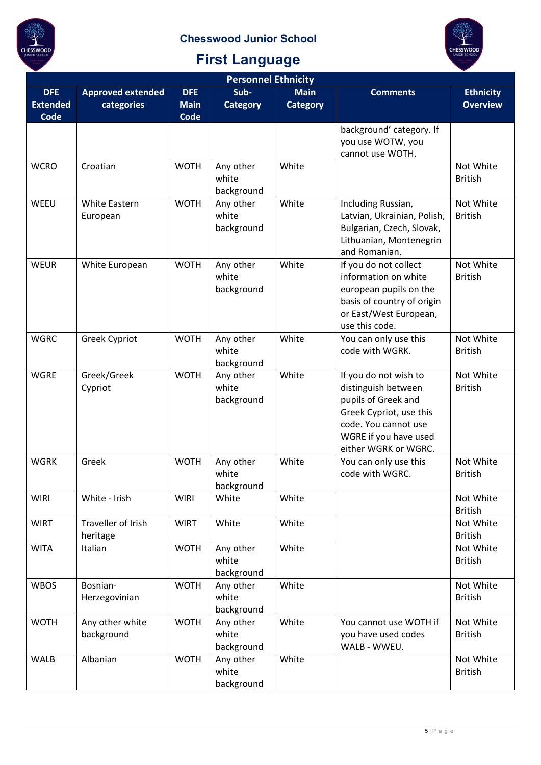## Chesswood Junior School

# First Language

| Personnel Ethnicity | | | | | | |
|---|---|---|---|---|---|---|
| **DFE Extended Code** | **Approved extended categories** | **DFE Main Code** | **Sub-Category** | **Main Category** | **Comments** | **Ethnicity Overview** |
| | | | | | background' category. If you use WOTW, you cannot use WOTH. | |
| WCRO | Croatian | WOTH | Any other white background | White | | Not White British |
| WEEU | White Eastern European | WOTH | Any other white background | White | Including Russian, Latvian, Ukrainian, Polish, Bulgarian, Czech, Slovak, Lithuanian, Montenegrin and Romanian. | Not White British |
| WEUR | White European | WOTH | Any other white background | White | If you do not collect information on white european pupils on the basis of country of origin or East/West European, use this code. | Not White British |
| WGRC | Greek Cypriot | WOTH | Any other white background | White | You can only use this code with WGRK. | Not White British |
| WGRE | Greek/Greek Cypriot | WOTH | Any other white background | White | If you do not wish to distinguish between pupils of Greek and Greek Cypriot, use this code. You cannot use WGRE if you have used either WGRK or WGRC. | Not White British |
| WGRK | Greek | WOTH | Any other white background | White | You can only use this code with WGRC. | Not White British |
| WIRI | White - Irish | WIRI | White | White | | Not White British |
| WIRT | Traveller of Irish heritage | WIRT | White | White | | Not White British |
| WITA | Italian | WOTH | Any other white background | White | | Not White British |
| WBOS | Bosnian-Herzegovinian | WOTH | Any other white background | White | | Not White British |
| WOTH | Any other white background | WOTH | Any other white background | White | You cannot use WOTH if you have used codes WALB - WWEU. | Not White British |
| WALB | Albanian | WOTH | Any other white background | White | | Not White British |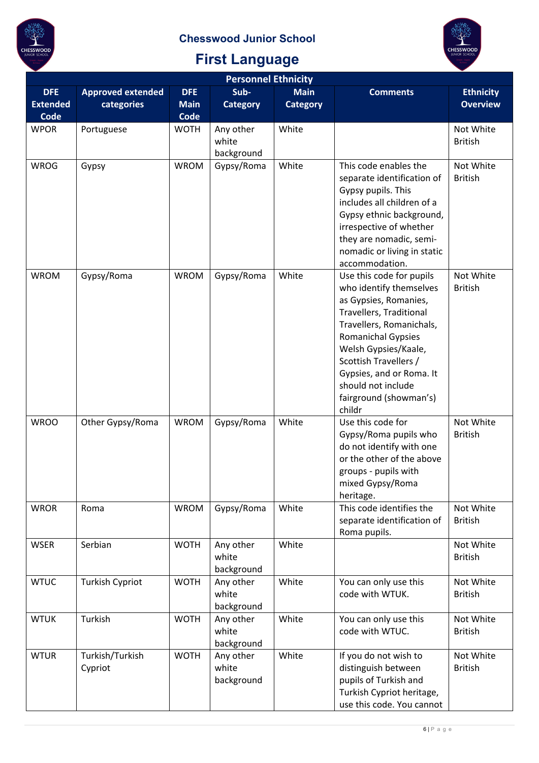**Chesswood Junior School**

# First Language

| Personnel Ethnicity | | | | | | |
|---|---|---|---|---|---|---|
| **DFE Extended Code** | **Approved extended categories** | **DFE Main Code** | **Sub-Category** | **Main Category** | **Comments** | **Ethnicity Overview** |
| WPOR | Portuguese | WOTH | Any other white background | White | | Not White British |
| WROG | Gypsy | WROM | Gypsy/Roma | White | This code enables the separate identification of Gypsy pupils. This includes all children of a Gypsy ethnic background, irrespective of whether they are nomadic, semi-nomadic or living in static accommodation. | Not White British |
| WROM | Gypsy/Roma | WROM | Gypsy/Roma | White | Use this code for pupils who identify themselves as Gypsies, Romanies, Travellers, Traditional Travellers, Romanichals, Romanichal Gypsies Welsh Gypsies/Kaale, Scottish Travellers / Gypsies, and or Roma. It should not include fairground (showman's) childr | Not White British |
| WROO | Other Gypsy/Roma | WROM | Gypsy/Roma | White | Use this code for Gypsy/Roma pupils who do not identify with one or the other of the above groups - pupils with mixed Gypsy/Roma heritage. | Not White British |
| WROR | Roma | WROM | Gypsy/Roma | White | This code identifies the separate identification of Roma pupils. | Not White British |
| WSER | Serbian | WOTH | Any other white background | White | | Not White British |
| WTUC | Turkish Cypriot | WOTH | Any other white background | White | You can only use this code with WTUK. | Not White British |
| WTUK | Turkish | WOTH | Any other white background | White | You can only use this code with WTUC. | Not White British |
| WTUR | Turkish/Turkish Cypriot | WOTH | Any other white background | White | If you do not wish to distinguish between pupils of Turkish and Turkish Cypriot heritage, use this code. You cannot | Not White British |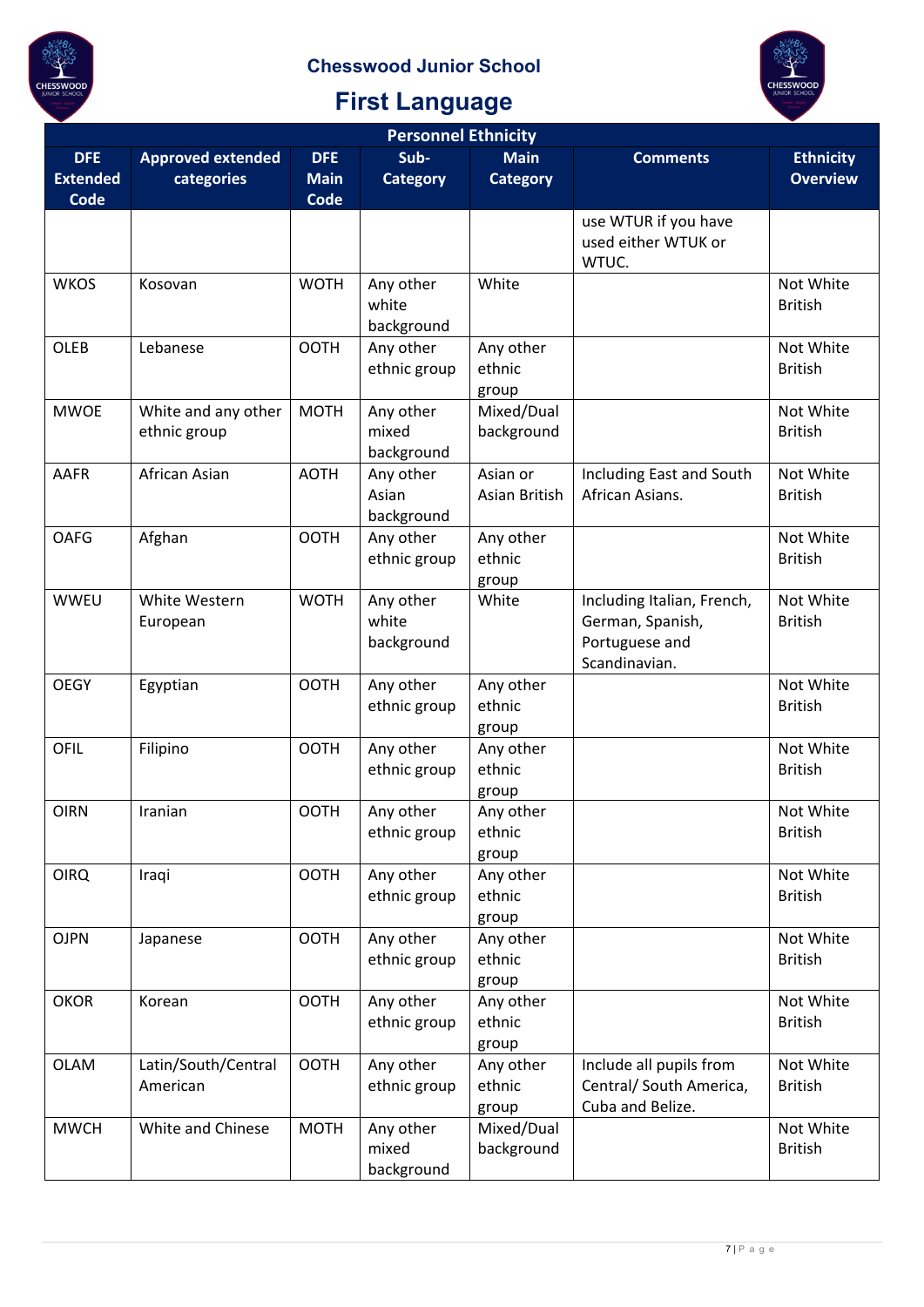# Chesswood Junior School

## First Language

| Personnel Ethnicity | | | | | | |
|---|---|---|---|---|---|---|
| **DFE Extended Code** | **Approved extended categories** | **DFE Main Code** | **Sub-Category** | **Main Category** | **Comments** | **Ethnicity Overview** |
| | | | | | use WTUR if you have used either WTUK or WTUC. | |
| WKOS | Kosovan | WOTH | Any other white background | White | | Not White British |
| OLEB | Lebanese | OOTH | Any other ethnic group | Any other ethnic group | | Not White British |
| MWOE | White and any other ethnic group | MOTH | Any other mixed background | Mixed/Dual background | | Not White British |
| AAFR | African Asian | AOTH | Any other Asian background | Asian or Asian British | Including East and South African Asians. | Not White British |
| OAFG | Afghan | OOTH | Any other ethnic group | Any other ethnic group | | Not White British |
| WWEU | White Western European | WOTH | Any other white background | White | Including Italian, French, German, Spanish, Portuguese and Scandinavian. | Not White British |
| OEGY | Egyptian | OOTH | Any other ethnic group | Any other ethnic group | | Not White British |
| OFIL | Filipino | OOTH | Any other ethnic group | Any other ethnic group | | Not White British |
| OIRN | Iranian | OOTH | Any other ethnic group | Any other ethnic group | | Not White British |
| OIRQ | Iraqi | OOTH | Any other ethnic group | Any other ethnic group | | Not White British |
| OJPN | Japanese | OOTH | Any other ethnic group | Any other ethnic group | | Not White British |
| OKOR | Korean | OOTH | Any other ethnic group | Any other ethnic group | | Not White British |
| OLAM | Latin/South/Central American | OOTH | Any other ethnic group | Any other ethnic group | Include all pupils from Central/ South America, Cuba and Belize. | Not White British |
| MWCH | White and Chinese | MOTH | Any other mixed background | Mixed/Dual background | | Not White British |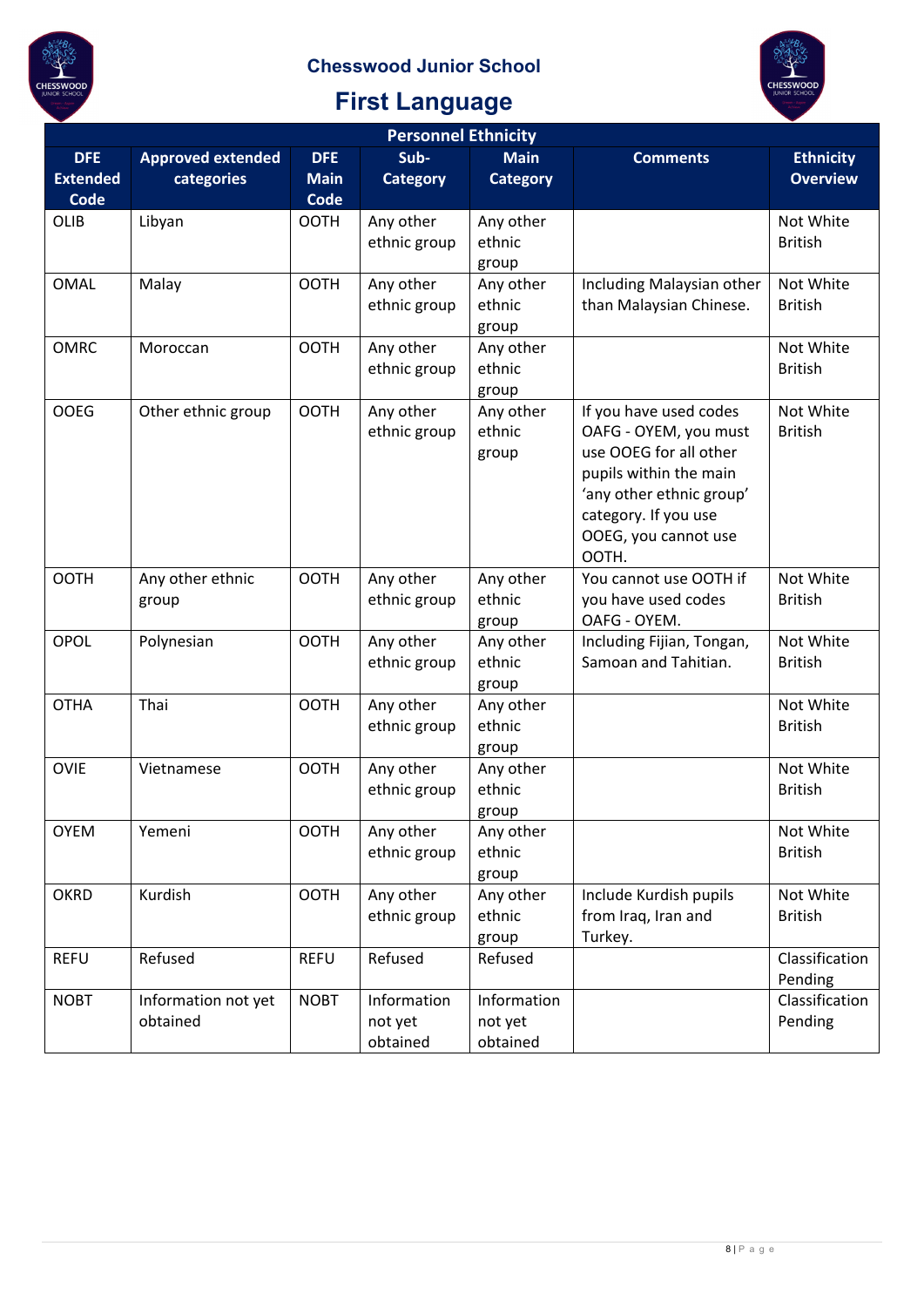# Chesswood Junior School

## First Language

| Personnel Ethnicity | | | | | | |
|---|---|---|---|---|---|---|
| **DFE Extended Code** | **Approved extended categories** | **DFE Main Code** | **Sub-Category** | **Main Category** | **Comments** | **Ethnicity Overview** |
| OLIB | Libyan | OOTH | Any other ethnic group | Any other ethnic group | | Not White British |
| OMAL | Malay | OOTH | Any other ethnic group | Any other ethnic group | Including Malaysian other than Malaysian Chinese. | Not White British |
| OMRC | Moroccan | OOTH | Any other ethnic group | Any other ethnic group | | Not White British |
| OOEG | Other ethnic group | OOTH | Any other ethnic group | Any other ethnic group | If you have used codes OAFG - OYEM, you must use OOEG for all other pupils within the main 'any other ethnic group' category. If you use OOEG, you cannot use OOTH. | Not White British |
| OOTH | Any other ethnic group | OOTH | Any other ethnic group | Any other ethnic group | You cannot use OOTH if you have used codes OAFG - OYEM. | Not White British |
| OPOL | Polynesian | OOTH | Any other ethnic group | Any other ethnic group | Including Fijian, Tongan, Samoan and Tahitian. | Not White British |
| OTHA | Thai | OOTH | Any other ethnic group | Any other ethnic group | | Not White British |
| OVIE | Vietnamese | OOTH | Any other ethnic group | Any other ethnic group | | Not White British |
| OYEM | Yemeni | OOTH | Any other ethnic group | Any other ethnic group | | Not White British |
| OKRD | Kurdish | OOTH | Any other ethnic group | Any other ethnic group | Include Kurdish pupils from Iraq, Iran and Turkey. | Not White British |
| REFU | Refused | REFU | Refused | Refused | | Classification Pending |
| NOBT | Information not yet obtained | NOBT | Information not yet obtained | Information not yet obtained | | Classification Pending |